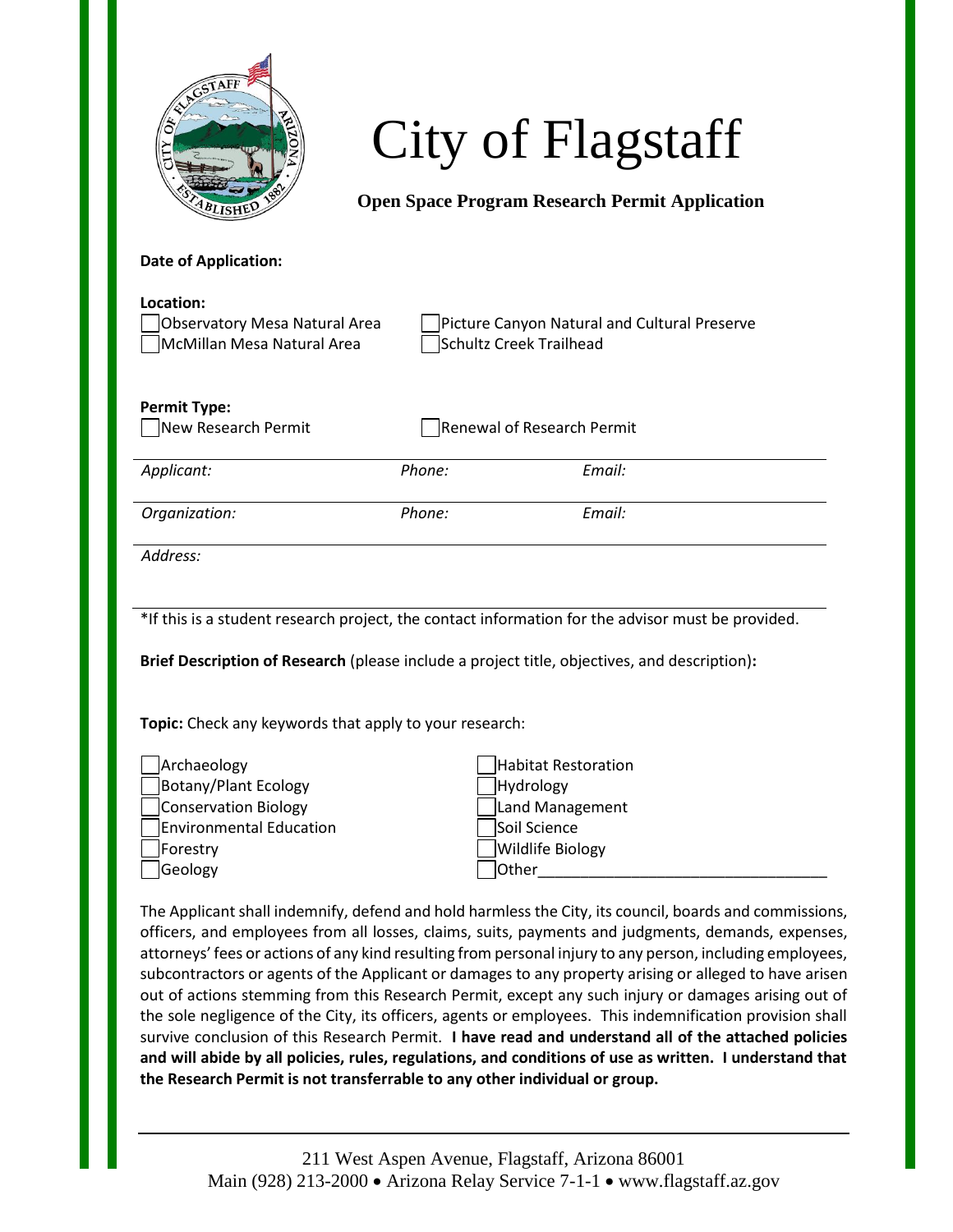# City of Flagstaff

## Open Space Program Research Permit Application

**Date of Application:**

**Location:**

- [ ] Observatory Mesa Natural Area
- [ ] McMillan Mesa Natural Area
- [ ] Picture Canyon Natural and Cultural Preserve
- [ ] Schultz Creek Trailhead

**Permit Type:**

- [ ] New Research Permit
- [ ] Renewal of Research Permit

*Applicant:* *Phone:* *Email:*

*Organization:* *Phone:* *Email:*

*Address:*

*If this is a student research project, the contact information for the advisor must be provided.

**Brief Description of Research** (please include a project title, objectives, and description)**:**

**Topic:** Check any keywords that apply to your research:

- [ ] Archaeology
- [ ] Botany/Plant Ecology
- [ ] Conservation Biology
- [ ] Environmental Education
- [ ] Forestry
- [ ] Geology
- [ ] Habitat Restoration
- [ ] Hydrology
- [ ] Land Management
- [ ] Soil Science
- [ ] Wildlife Biology
- [ ] Other___________________________________

The Applicant shall indemnify, defend and hold harmless the City, its council, boards and commissions, officers, and employees from all losses, claims, suits, payments and judgments, demands, expenses, attorneys' fees or actions of any kind resulting from personal injury to any person, including employees, subcontractors or agents of the Applicant or damages to any property arising or alleged to have arisen out of actions stemming from this Research Permit, except any such injury or damages arising out of the sole negligence of the City, its officers, agents or employees. This indemnification provision shall survive conclusion of this Research Permit. **I have read and understand all of the attached policies and will abide by all policies, rules, regulations, and conditions of use as written. I understand that the Research Permit is not transferrable to any other individual or group.**

211 West Aspen Avenue, Flagstaff, Arizona 86001
Main (928) 213-2000 • Arizona Relay Service 7-1-1 • www.flagstaff.az.gov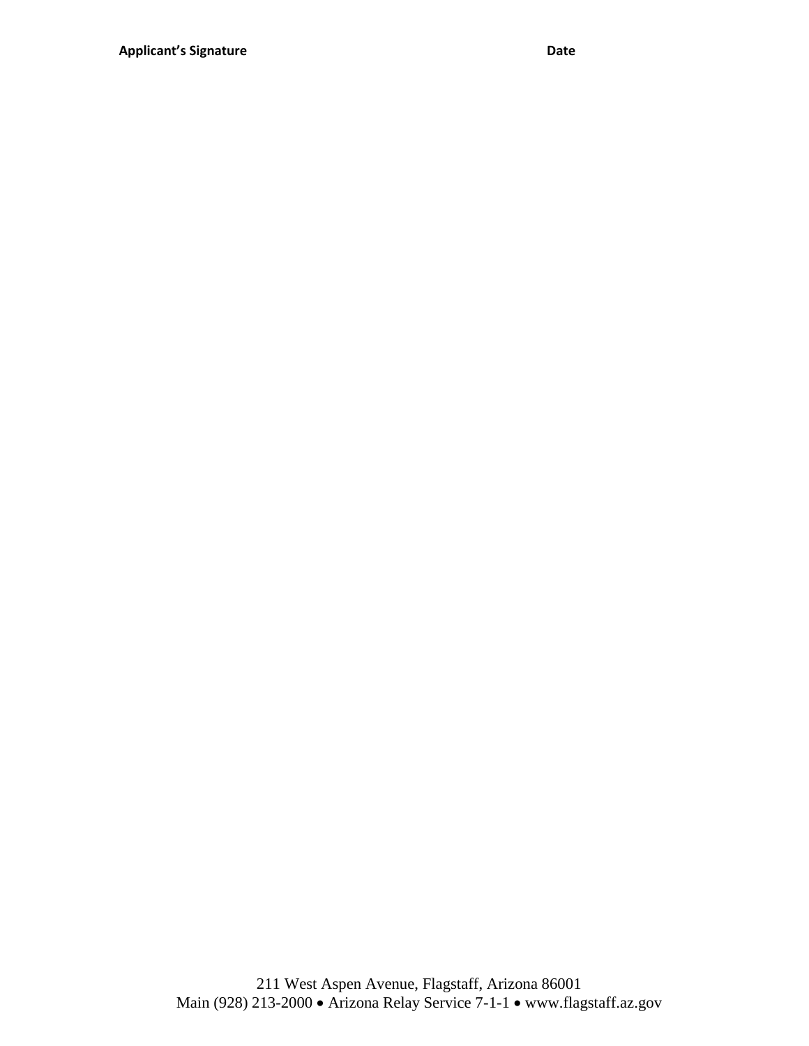**Applicant's Signature** **Date**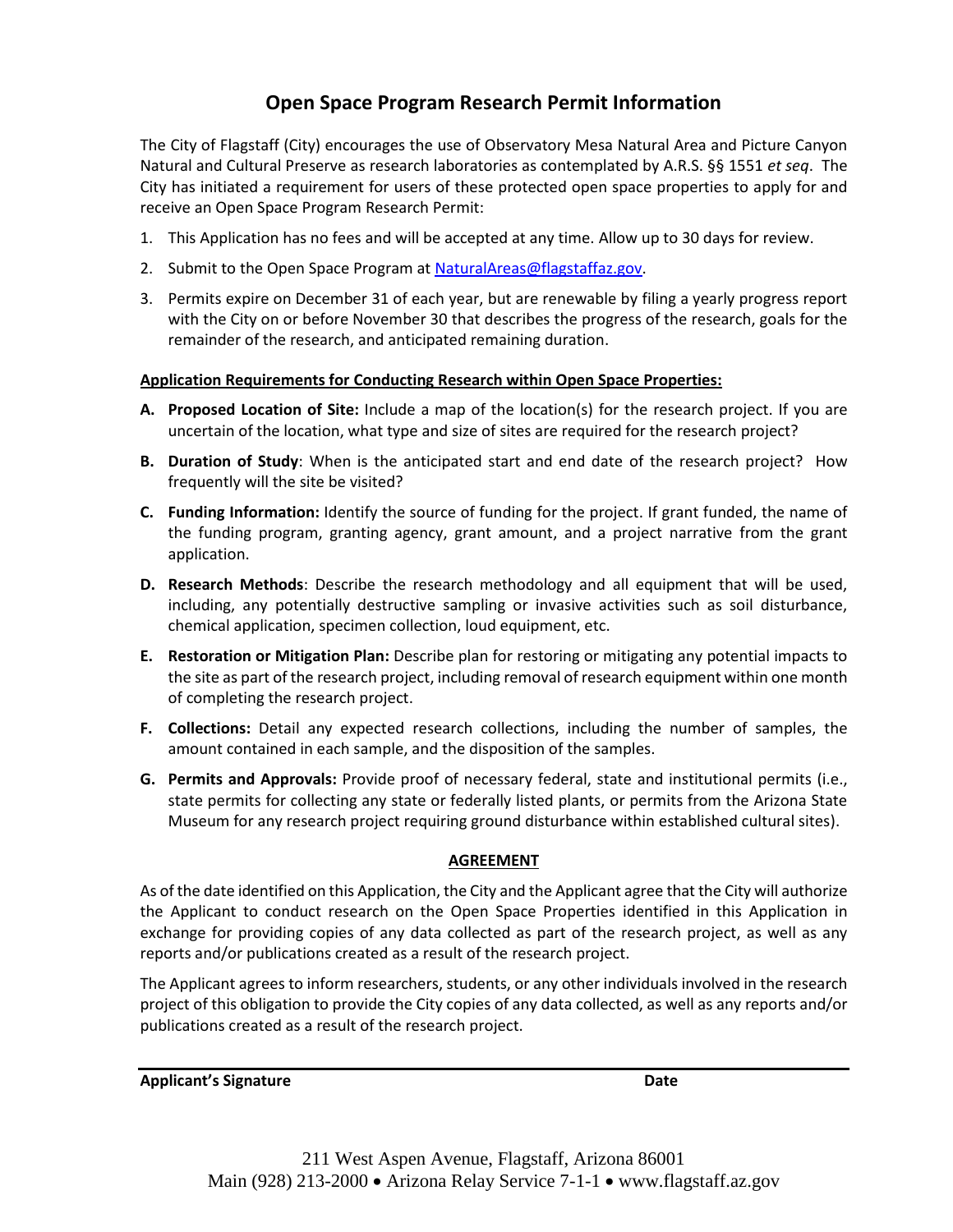# Open Space Program Research Permit Information

The City of Flagstaff (City) encourages the use of Observatory Mesa Natural Area and Picture Canyon Natural and Cultural Preserve as research laboratories as contemplated by A.R.S. §§ 1551 *et seq*. The City has initiated a requirement for users of these protected open space properties to apply for and receive an Open Space Program Research Permit:

1. This Application has no fees and will be accepted at any time. Allow up to 30 days for review.
2. Submit to the Open Space Program at NaturalAreas@flagstaffaz.gov.
3. Permits expire on December 31 of each year, but are renewable by filing a yearly progress report with the City on or before November 30 that describes the progress of the research, goals for the remainder of the research, and anticipated remaining duration.

**Application Requirements for Conducting Research within Open Space Properties:**

**A. Proposed Location of Site:** Include a map of the location(s) for the research project. If you are uncertain of the location, what type and size of sites are required for the research project?

**B. Duration of Study**: When is the anticipated start and end date of the research project? How frequently will the site be visited?

**C. Funding Information:** Identify the source of funding for the project. If grant funded, the name of the funding program, granting agency, grant amount, and a project narrative from the grant application.

**D. Research Methods**: Describe the research methodology and all equipment that will be used, including, any potentially destructive sampling or invasive activities such as soil disturbance, chemical application, specimen collection, loud equipment, etc.

**E. Restoration or Mitigation Plan:** Describe plan for restoring or mitigating any potential impacts to the site as part of the research project, including removal of research equipment within one month of completing the research project.

**F. Collections:** Detail any expected research collections, including the number of samples, the amount contained in each sample, and the disposition of the samples.

**G. Permits and Approvals:** Provide proof of necessary federal, state and institutional permits (i.e., state permits for collecting any state or federally listed plants, or permits from the Arizona State Museum for any research project requiring ground disturbance within established cultural sites).

**AGREEMENT**

As of the date identified on this Application, the City and the Applicant agree that the City will authorize the Applicant to conduct research on the Open Space Properties identified in this Application in exchange for providing copies of any data collected as part of the research project, as well as any reports and/or publications created as a result of the research project.

The Applicant agrees to inform researchers, students, or any other individuals involved in the research project of this obligation to provide the City copies of any data collected, as well as any reports and/or publications created as a result of the research project.

**Applicant's Signature** **Date**